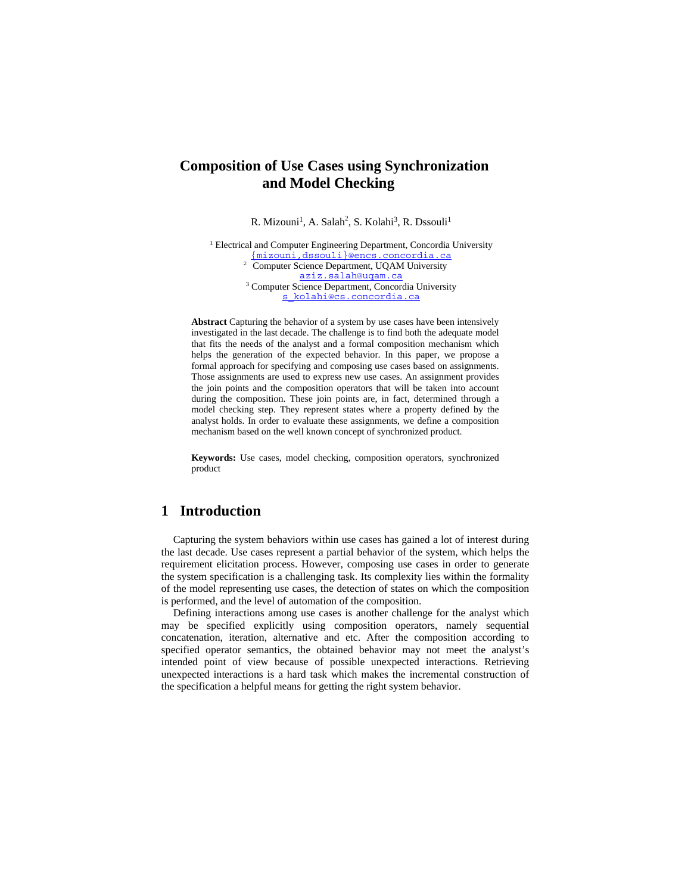# Composition of Use Cases using Synchronization and Model Checking

R. Mizouni[1], A. Salah[2], S. Kolahi[3], R. Dssouli[1]

[1] Electrical and Computer Engineering Department, Concordia University
{mizouni,dssouli}@encs.concordia.ca
[2] Computer Science Department, UQAM University
aziz.salah@uqam.ca
[3] Computer Science Department, Concordia University
s_kolahi@cs.concordia.ca

**Abstract** Capturing the behavior of a system by use cases have been intensively investigated in the last decade. The challenge is to find both the adequate model that fits the needs of the analyst and a formal composition mechanism which helps the generation of the expected behavior. In this paper, we propose a formal approach for specifying and composing use cases based on assignments. Those assignments are used to express new use cases. An assignment provides the join points and the composition operators that will be taken into account during the composition. These join points are, in fact, determined through a model checking step. They represent states where a property defined by the analyst holds. In order to evaluate these assignments, we define a composition mechanism based on the well known concept of synchronized product.

**Keywords:** Use cases, model checking, composition operators, synchronized product

## 1 Introduction

Capturing the system behaviors within use cases has gained a lot of interest during the last decade. Use cases represent a partial behavior of the system, which helps the requirement elicitation process. However, composing use cases in order to generate the system specification is a challenging task. Its complexity lies within the formality of the model representing use cases, the detection of states on which the composition is performed, and the level of automation of the composition.

Defining interactions among use cases is another challenge for the analyst which may be specified explicitly using composition operators, namely sequential concatenation, iteration, alternative and etc. After the composition according to specified operator semantics, the obtained behavior may not meet the analyst's intended point of view because of possible unexpected interactions. Retrieving unexpected interactions is a hard task which makes the incremental construction of the specification a helpful means for getting the right system behavior.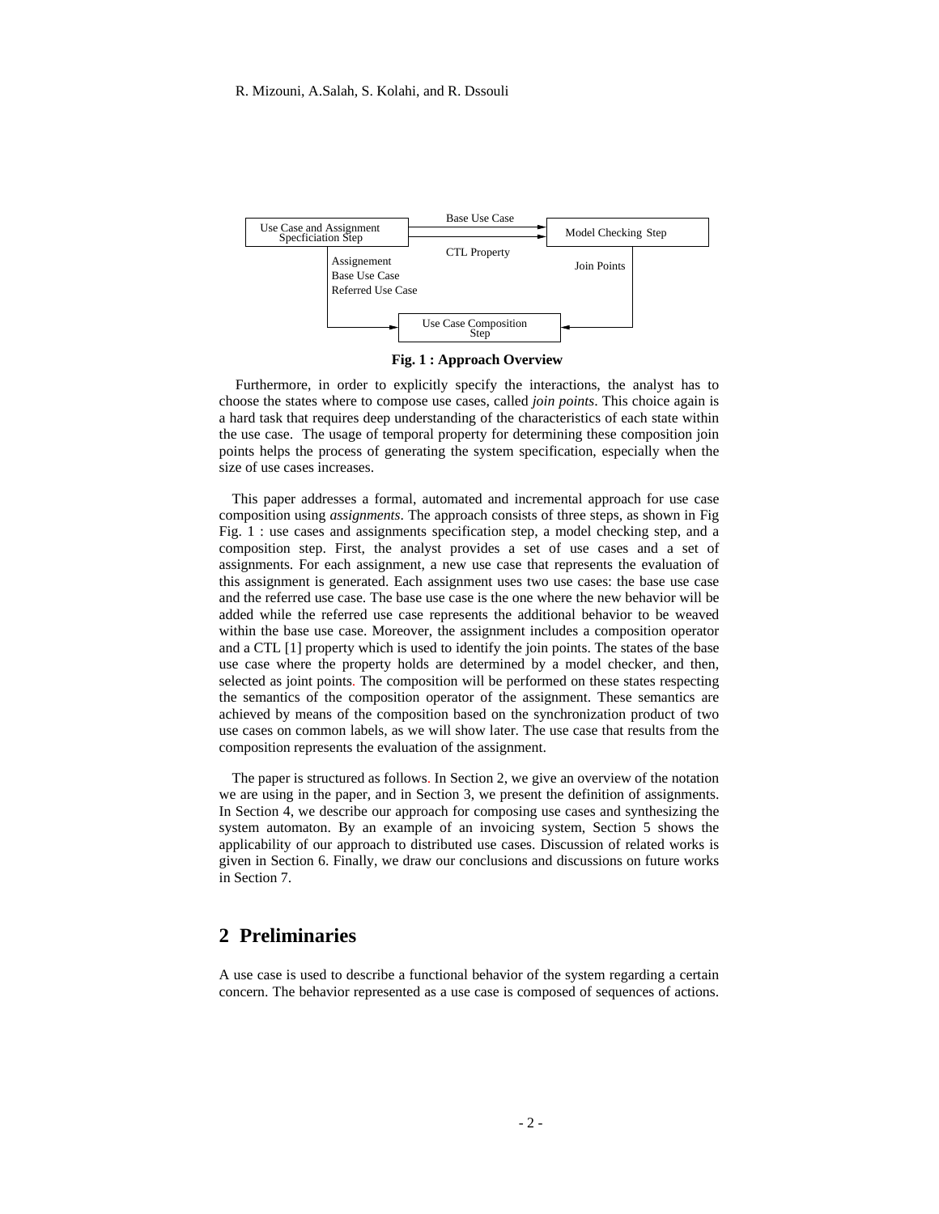Fig. 1 : Approach Overview

Furthermore, in order to explicitly specify the interactions, the analyst has to choose the states where to compose use cases, called *join points*. This choice again is a hard task that requires deep understanding of the characteristics of each state within the use case. The usage of temporal property for determining these composition join points helps the process of generating the system specification, especially when the size of use cases increases.

This paper addresses a formal, automated and incremental approach for use case composition using *assignments*. The approach consists of three steps, as shown in Fig Fig. 1 : use cases and assignments specification step, a model checking step, and a composition step. First, the analyst provides a set of use cases and a set of assignments. For each assignment, a new use case that represents the evaluation of this assignment is generated. Each assignment uses two use cases: the base use case and the referred use case. The base use case is the one where the new behavior will be added while the referred use case represents the additional behavior to be weaved within the base use case. Moreover, the assignment includes a composition operator and a CTL [1] property which is used to identify the join points. The states of the base use case where the property holds are determined by a model checker, and then, selected as joint points. The composition will be performed on these states respecting the semantics of the composition operator of the assignment. These semantics are achieved by means of the composition based on the synchronization product of two use cases on common labels, as we will show later. The use case that results from the composition represents the evaluation of the assignment.

The paper is structured as follows. In Section 2, we give an overview of the notation we are using in the paper, and in Section 3, we present the definition of assignments. In Section 4, we describe our approach for composing use cases and synthesizing the system automaton. By an example of an invoicing system, Section 5 shows the applicability of our approach to distributed use cases. Discussion of related works is given in Section 6. Finally, we draw our conclusions and discussions on future works in Section 7.

## 2 Preliminaries

A use case is used to describe a functional behavior of the system regarding a certain concern. The behavior represented as a use case is composed of sequences of actions.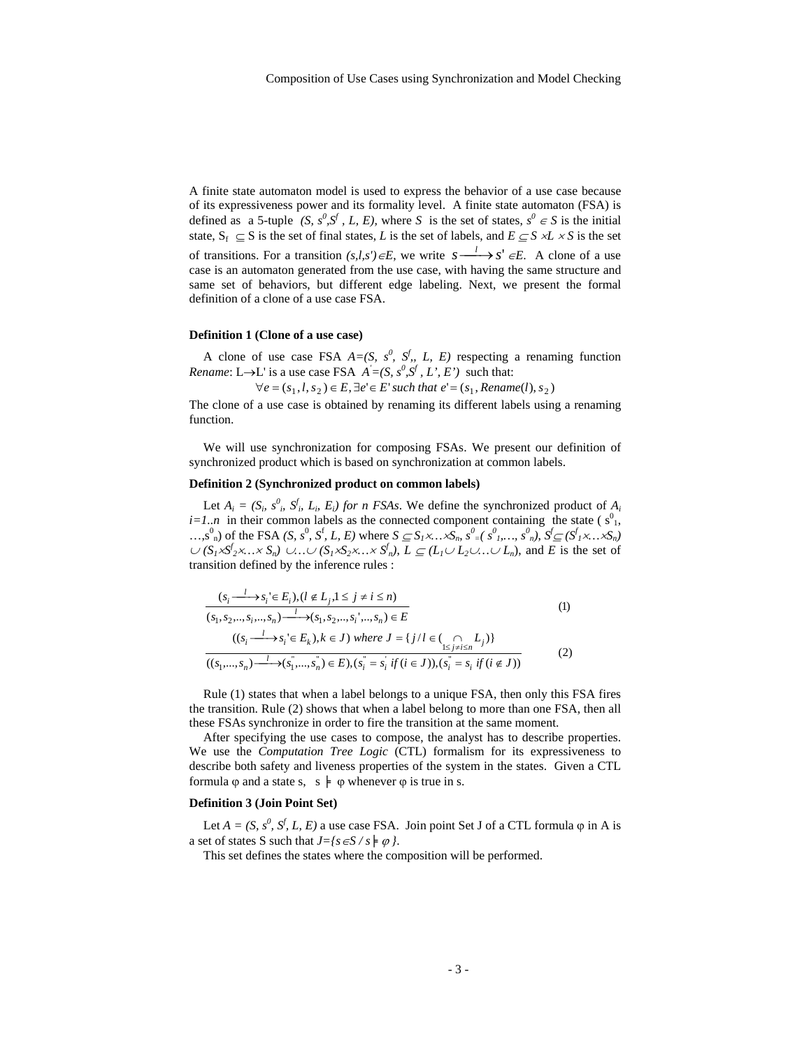A finite state automaton model is used to express the behavior of a use case because of its expressiveness power and its formality level. A finite state automaton (FSA) is defined as a 5-tuple $(S, s^0, S^f, L, E)$, where $S$ is the set of states, $s^0 \in S$ is the initial state, $S_f \subseteq S$ is the set of final states, $L$ is the set of labels, and $E \subseteq S \times L \times S$ is the set of transitions. For a transition $(s,l,s') \in E$, we write $s \xrightarrow{l} s' \in E$. A clone of a use case is an automaton generated from the use case, with having the same structure and same set of behaviors, but different edge labeling. Next, we present the formal definition of a clone of a use case FSA.

**Definition 1 (Clone of a use case)**

A clone of use case FSA $A=(S, s^0, S^f, L, E)$ respecting a renaming function *Rename*: $L \rightarrow L'$ is a use case FSA $A'=(S, s^0, S^f, L', E')$ such that:

$$\forall e = (s_1, l, s_2) \in E, \exists e' \in E' \text{ such that } e' = (s_1, Rename(l), s_2)$$

The clone of a use case is obtained by renaming its different labels using a renaming function.

We will use synchronization for composing FSAs. We present our definition of synchronized product which is based on synchronization at common labels.

**Definition 2 (Synchronized product on common labels)**

Let $A_i = (S_i, s^0_i, S^f_i, L_i, E_i)$ *for n FSAs*. We define the synchronized product of $A_i$ $i=1..n$ in their common labels as the connected component containing the state $(s^0_1, \ldots, s^0_n)$ of the FSA $(S, s^0, S^f, L, E)$ where $S \subseteq S_1 \times \ldots \times S_n$, $s^0 = (s^0_1, \ldots, s^0_n)$, $S^f \subseteq (S^f_1 \times \ldots \times S_n) \cup (S_1 \times S^f_2 \times \ldots \times S_n) \cup \ldots \cup (S_1 \times S_2 \times \ldots \times S^f_n)$, $L \subseteq (L_1 \cup L_2 \cup \ldots \cup L_n)$, and $E$ is the set of transition defined by the inference rules :

$$\frac{(s_i \xrightarrow{l} s_i' \in E_i), (l \notin L_j, 1 \leq j \neq i \leq n)}{(s_1, s_2, .., s_i, .., s_n) \xrightarrow{l} (s_1, s_2, .., s_i', .., s_n) \in E} \qquad (1)$$

$$\frac{((s_i \xrightarrow{l} s_i' \in E_k), k \in J) \text{ where } J = \{ j / l \in (\bigcap_{1 \leq j \neq i \leq n} L_j)\}}{((s_1, ..., s_n) \xrightarrow{l} (s_1'', ..., s_n'') \in E), (s_i'' = s_i' \text{ if } (i \in J)), (s_i'' = s_i \text{ if } (i \notin J))} \qquad (2)$$

Rule (1) states that when a label belongs to a unique FSA, then only this FSA fires the transition. Rule (2) shows that when a label belong to more than one FSA, then all these FSAs synchronize in order to fire the transition at the same moment.

After specifying the use cases to compose, the analyst has to describe properties. We use the *Computation Tree Logic* (CTL) formalism for its expressiveness to describe both safety and liveness properties of the system in the states. Given a CTL formula $\varphi$ and a state s, $s \models \varphi$ whenever $\varphi$ is true in s.

**Definition 3 (Join Point Set)**

Let $A = (S, s^0, S^f, L, E)$ a use case FSA. Join point Set J of a CTL formula $\varphi$ in A is a set of states S such that $J=\{s \in S / s \models \varphi\}$.

This set defines the states where the composition will be performed.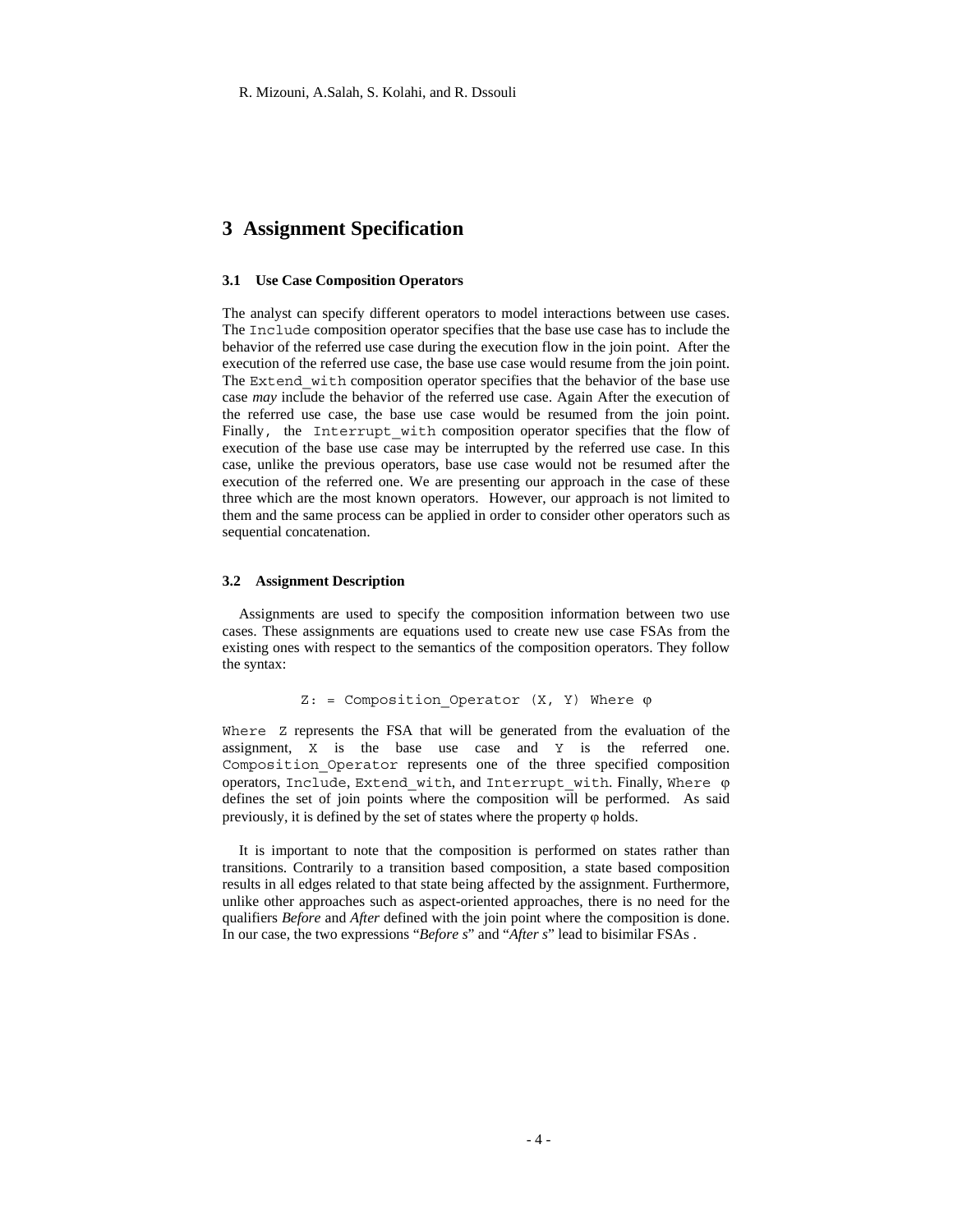## 3 Assignment Specification

### 3.1 Use Case Composition Operators

The analyst can specify different operators to model interactions between use cases. The `Include` composition operator specifies that the base use case has to include the behavior of the referred use case during the execution flow in the join point. After the execution of the referred use case, the base use case would resume from the join point. The `Extend_with` composition operator specifies that the behavior of the base use case *may* include the behavior of the referred use case. Again After the execution of the referred use case, the base use case would be resumed from the join point. Finally, the `Interrupt_with` composition operator specifies that the flow of execution of the base use case may be interrupted by the referred use case. In this case, unlike the previous operators, base use case would not be resumed after the execution of the referred one. We are presenting our approach in the case of these three which are the most known operators. However, our approach is not limited to them and the same process can be applied in order to consider other operators such as sequential concatenation.

### 3.2 Assignment Description

Assignments are used to specify the composition information between two use cases. These assignments are equations used to create new use case FSAs from the existing ones with respect to the semantics of the composition operators. They follow the syntax:

```
Z: = Composition_Operator (X, Y) Where φ
```

`Where Z` represents the FSA that will be generated from the evaluation of the assignment, `X` is the base use case and `Y` is the referred one. `Composition_Operator` represents one of the three specified composition operators, `Include`, `Extend_with`, and `Interrupt_with`. Finally, `Where φ` defines the set of join points where the composition will be performed. As said previously, it is defined by the set of states where the property φ holds.

It is important to note that the composition is performed on states rather than transitions. Contrarily to a transition based composition, a state based composition results in all edges related to that state being affected by the assignment. Furthermore, unlike other approaches such as aspect-oriented approaches, there is no need for the qualifiers *Before* and *After* defined with the join point where the composition is done. In our case, the two expressions "*Before s*" and "*After s*" lead to bisimilar FSAs .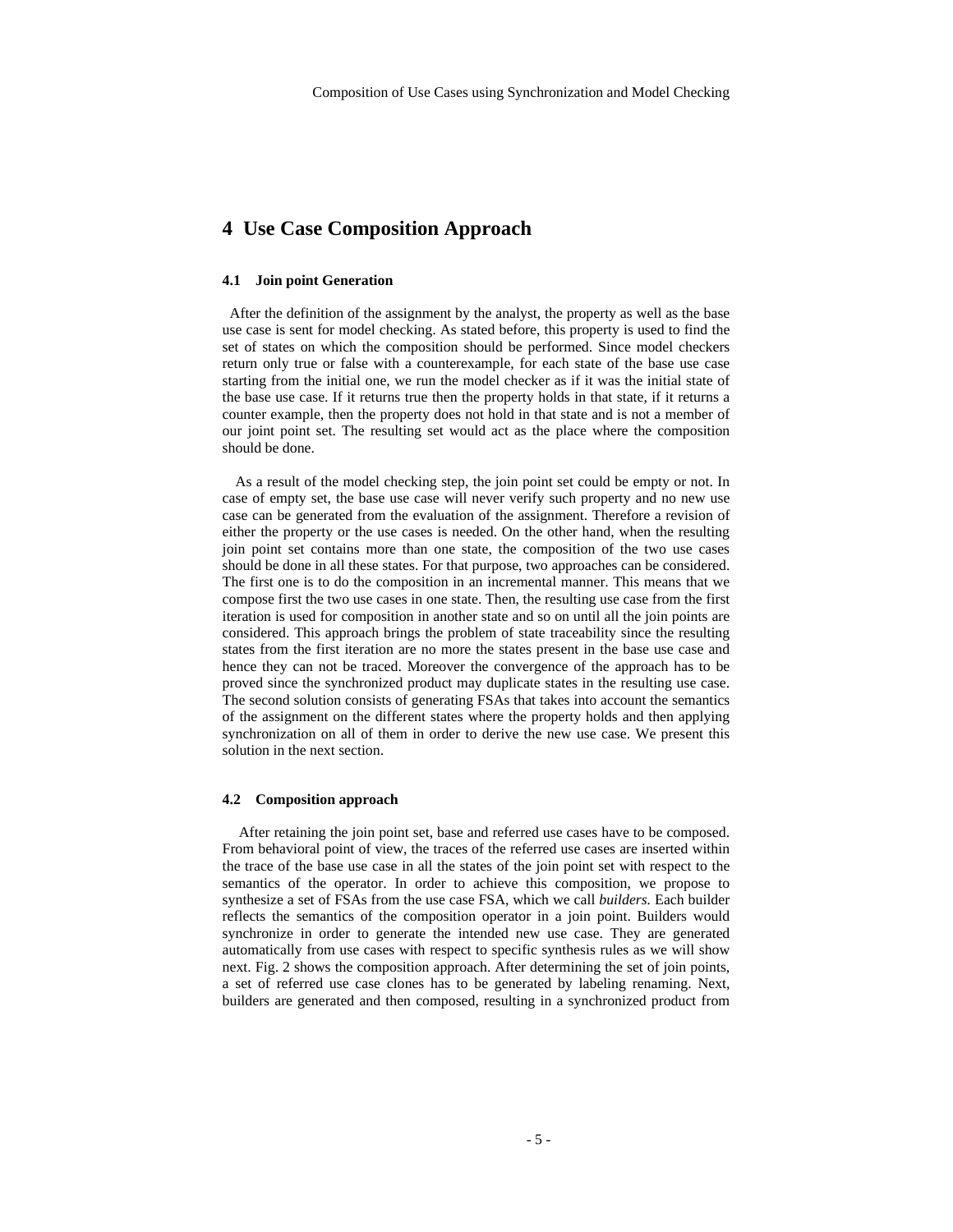## 4 Use Case Composition Approach

### 4.1 Join point Generation

After the definition of the assignment by the analyst, the property as well as the base use case is sent for model checking. As stated before, this property is used to find the set of states on which the composition should be performed. Since model checkers return only true or false with a counterexample, for each state of the base use case starting from the initial one, we run the model checker as if it was the initial state of the base use case. If it returns true then the property holds in that state, if it returns a counter example, then the property does not hold in that state and is not a member of our joint point set. The resulting set would act as the place where the composition should be done.

As a result of the model checking step, the join point set could be empty or not. In case of empty set, the base use case will never verify such property and no new use case can be generated from the evaluation of the assignment. Therefore a revision of either the property or the use cases is needed. On the other hand, when the resulting join point set contains more than one state, the composition of the two use cases should be done in all these states. For that purpose, two approaches can be considered. The first one is to do the composition in an incremental manner. This means that we compose first the two use cases in one state. Then, the resulting use case from the first iteration is used for composition in another state and so on until all the join points are considered. This approach brings the problem of state traceability since the resulting states from the first iteration are no more the states present in the base use case and hence they can not be traced. Moreover the convergence of the approach has to be proved since the synchronized product may duplicate states in the resulting use case. The second solution consists of generating FSAs that takes into account the semantics of the assignment on the different states where the property holds and then applying synchronization on all of them in order to derive the new use case. We present this solution in the next section.

### 4.2 Composition approach

After retaining the join point set, base and referred use cases have to be composed. From behavioral point of view, the traces of the referred use cases are inserted within the trace of the base use case in all the states of the join point set with respect to the semantics of the operator. In order to achieve this composition, we propose to synthesize a set of FSAs from the use case FSA, which we call *builders.* Each builder reflects the semantics of the composition operator in a join point. Builders would synchronize in order to generate the intended new use case. They are generated automatically from use cases with respect to specific synthesis rules as we will show next. Fig. 2 shows the composition approach. After determining the set of join points, a set of referred use case clones has to be generated by labeling renaming. Next, builders are generated and then composed, resulting in a synchronized product from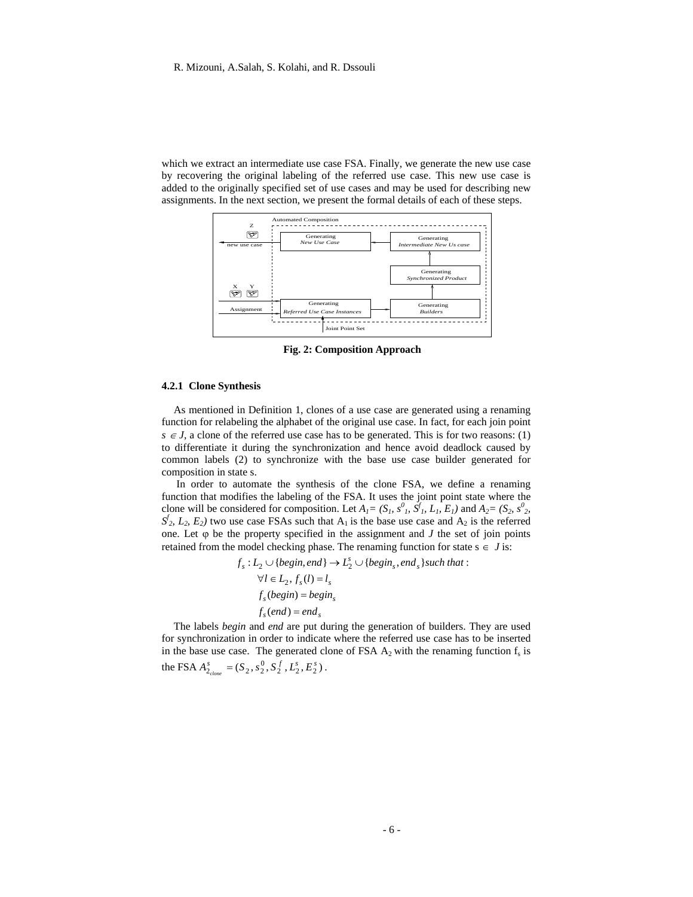which we extract an intermediate use case FSA. Finally, we generate the new use case by recovering the original labeling of the referred use case. This new use case is added to the originally specified set of use cases and may be used for describing new assignments. In the next section, we present the formal details of each of these steps.

**Fig. 2: Composition Approach**

#### 4.2.1 Clone Synthesis

As mentioned in Definition 1, clones of a use case are generated using a renaming function for relabeling the alphabet of the original use case. In fact, for each join point $s \in J$, a clone of the referred use case has to be generated. This is for two reasons: (1) to differentiate it during the synchronization and hence avoid deadlock caused by common labels (2) to synchronize with the base use case builder generated for composition in state s.

In order to automate the synthesis of the clone FSA, we define a renaming function that modifies the labeling of the FSA. It uses the joint point state where the clone will be considered for composition. Let $A_1 = (S_1, s^0_1, S^f_1, L_1, E_1)$ and $A_2 = (S_2, s^0_2, S^f_2, L_2, E_2)$ two use case FSAs such that $A_1$ is the base use case and $A_2$ is the referred one. Let $\varphi$ be the property specified in the assignment and $J$ the set of join points retained from the model checking phase. The renaming function for state $s \in J$ is:

$$
\begin{aligned}
& f_s : L_2 \cup \{begin, end\} \rightarrow L_2^s \cup \{begin_s, end_s\} \; such\ that: \\
& \quad \forall l \in L_2,\ f_s(l) = l_s \\
& \quad f_s(begin) = begin_s \\
& \quad f_s(end) = end_s
\end{aligned}
$$

The labels *begin* and *end* are put during the generation of builders. They are used for synchronization in order to indicate where the referred use case has to be inserted in the base use case. The generated clone of FSA $A_2$ with the renaming function $f_s$ is the FSA $A^s_{2_{clone}} = (S_2, s^0_2, S^f_2, L^s_2, E^s_2)$.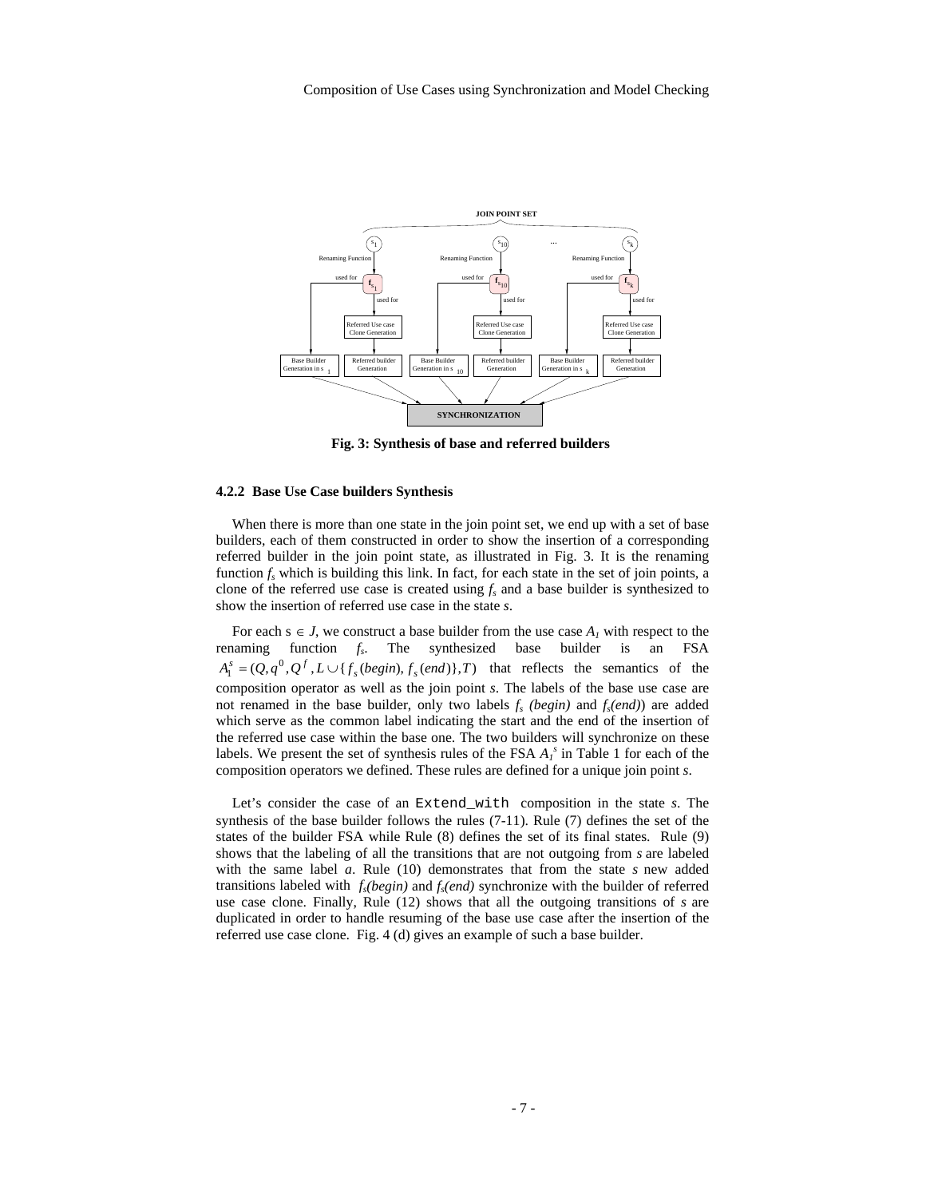**Fig. 3: Synthesis of base and referred builders**

### 4.2.2 Base Use Case builders Synthesis

When there is more than one state in the join point set, we end up with a set of base builders, each of them constructed in order to show the insertion of a corresponding referred builder in the join point state, as illustrated in Fig. 3. It is the renaming function $f_s$ which is building this link. In fact, for each state in the set of join points, a clone of the referred use case is created using $f_s$ and a base builder is synthesized to show the insertion of referred use case in the state *s*.

For each $s \in J$, we construct a base builder from the use case $A_1$ with respect to the renaming function $f_s$. The synthesized base builder is an FSA $A_1^s = (Q, q^0, Q^f, L \cup \{f_s(begin), f_s(end)\}, T)$ that reflects the semantics of the composition operator as well as the join point *s*. The labels of the base use case are not renamed in the base builder, only two labels $f_s$ *(begin)* and $f_s$*(end)*) are added which serve as the common label indicating the start and the end of the insertion of the referred use case within the base one. The two builders will synchronize on these labels. We present the set of synthesis rules of the FSA $A_1^s$ in Table 1 for each of the composition operators we defined. These rules are defined for a unique join point *s*.

Let's consider the case of an `Extend_with` composition in the state *s*. The synthesis of the base builder follows the rules (7-11). Rule (7) defines the set of the states of the builder FSA while Rule (8) defines the set of its final states. Rule (9) shows that the labeling of all the transitions that are not outgoing from *s* are labeled with the same label *a*. Rule (10) demonstrates that from the state *s* new added transitions labeled with $f_s$*(begin)* and $f_s$*(end)* synchronize with the builder of referred use case clone. Finally, Rule (12) shows that all the outgoing transitions of *s* are duplicated in order to handle resuming of the base use case after the insertion of the referred use case clone. Fig. 4 (d) gives an example of such a base builder.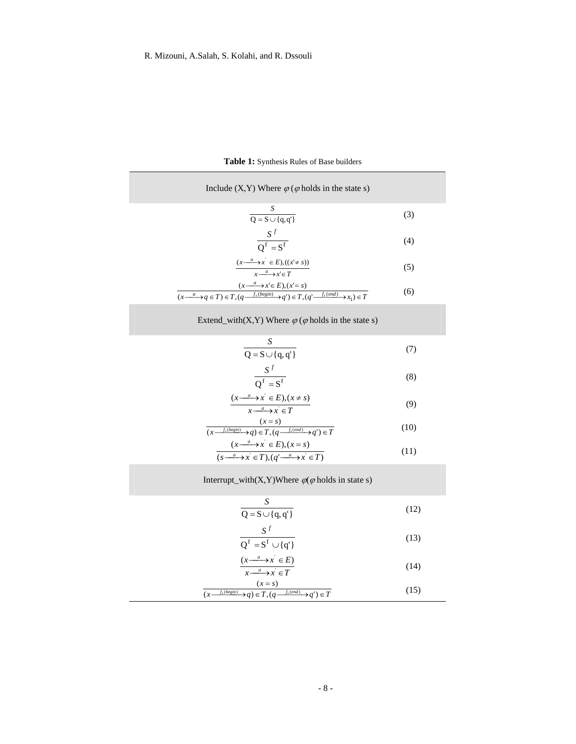**Table 1:** Synthesis Rules of Base builders

| Include (X,Y) Where $\varphi$ ($\varphi$ holds in the state s) | |
|---|---|
| $$\frac{S}{Q = S \cup \{q, q'\}}$$ | (3) |
| $$\frac{S^f}{Q^f = S^f}$$ | (4) |
| $$\frac{(x \xrightarrow{a} x' \in E), ((x' \neq s))}{x \xrightarrow{a} x' \in T}$$ | (5) |
| $$\frac{(x \xrightarrow{a} x' \in E), (x' = s)}{(x \xrightarrow{a} q \in T) \in T, (q \xrightarrow{f_s(begin)} q') \in T, (q' \xrightarrow{f_s(end)} x_1) \in T}$$ | (6) |
| **Extend_with(X,Y) Where $\varphi$ ($\varphi$ holds in the state s)** | |
| $$\frac{S}{Q = S \cup \{q, q'\}}$$ | (7) |
| $$\frac{S^f}{Q^f = S^f}$$ | (8) |
| $$\frac{(x \xrightarrow{a} x' \in E), (x \neq s)}{x \xrightarrow{a} x' \in T}$$ | (9) |
| $$\frac{(x = s)}{(x \xrightarrow{f_s(begin)} q) \in T, (q \xrightarrow{f_s(end)} q') \in T}$$ | (10) |
| $$\frac{(x \xrightarrow{a} x' \in E), (x = s)}{(s \xrightarrow{a} x' \in T), (q' \xrightarrow{a} x' \in T)}$$ | (11) |
| **Interrupt_with(X,Y)Where $\varphi$($\varphi$ holds in state s)** | |
| $$\frac{S}{Q = S \cup \{q, q'\}}$$ | (12) |
| $$\frac{S^f}{Q^f = S^f \cup \{q'\}}$$ | (13) |
| $$\frac{(x \xrightarrow{a} x' \in E)}{x \xrightarrow{a} x' \in T}$$ | (14) |
| $$\frac{(x = s)}{(x \xrightarrow{f_s(begin)} q) \in T, (q \xrightarrow{f_s(end)} q') \in T}$$ | (15) |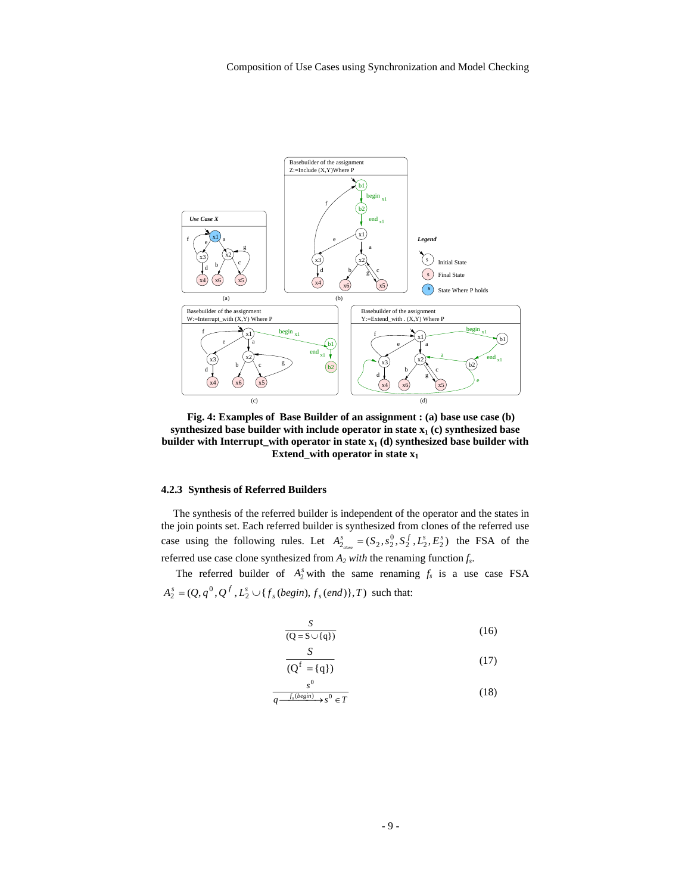**Fig. 4: Examples of Base Builder of an assignment : (a) base use case (b) synthesized base builder with include operator in state $x_1$ (c) synthesized base builder with Interrupt_with operator in state $x_1$ (d) synthesized base builder with Extend_with operator in state $x_1$**

#### 4.2.3 Synthesis of Referred Builders

The synthesis of the referred builder is independent of the operator and the states in the join points set. Each referred builder is synthesized from clones of the referred use case using the following rules. Let $A^s_{2_{clone}} = (S_2, s^0_2, S^f_2, L^s_2, E^s_2)$ the FSA of the referred use case clone synthesized from $A_2$ *with* the renaming function $f_s$.

The referred builder of $A^s_2$ with the same renaming $f_s$ is a use case FSA $A^s_2 = (Q, q^0, Q^f, L^s_2 \cup \{f_s(begin), f_s(end)\}, T)$ such that:

$$\frac{S}{(Q = S \cup \{q\})} \tag{16}$$

$$\frac{S}{(Q^f = \{q\})} \tag{17}$$

$$\frac{s^0}{q \xrightarrow{f_s(begin)} s^0 \in T} \tag{18}$$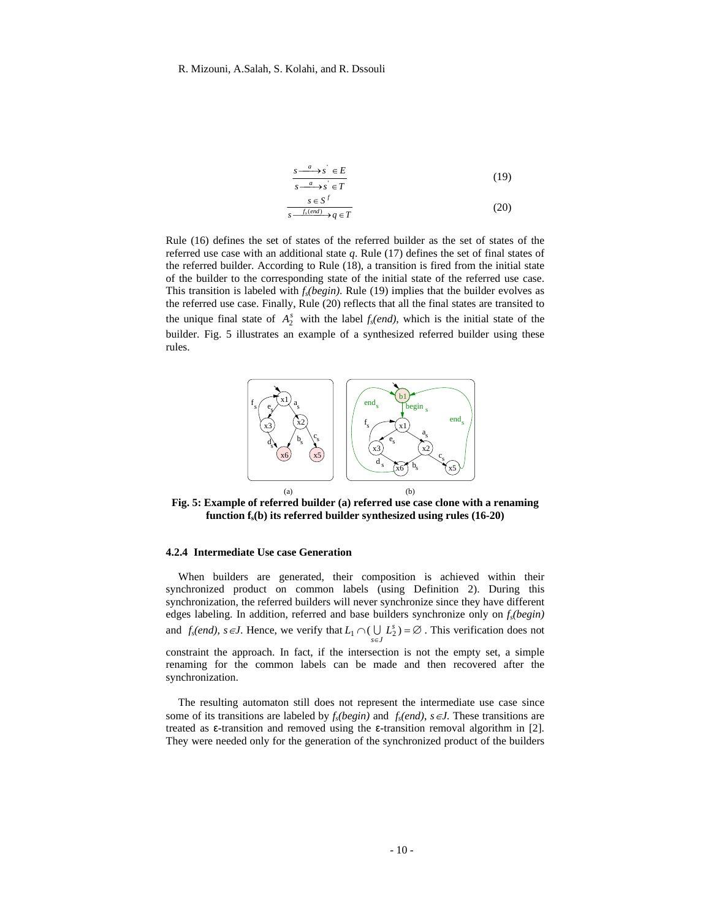$$\frac{s \xrightarrow{a} s' \in E}{s \xrightarrow{a} s' \in T} \tag{19}$$

$$\frac{s \in S^f}{s \xrightarrow{f_s(end)} q \in T} \tag{20}$$

Rule (16) defines the set of states of the referred builder as the set of states of the referred use case with an additional state *q*. Rule (17) defines the set of final states of the referred builder. According to Rule (18), a transition is fired from the initial state of the builder to the corresponding state of the initial state of the referred use case. This transition is labeled with *$f_s$(begin)*. Rule (19) implies that the builder evolves as the referred use case. Finally, Rule (20) reflects that all the final states are transited to the unique final state of $A_2^s$ with the label *$f_s$(end)*, which is the initial state of the builder. Fig. 5 illustrates an example of a synthesized referred builder using these rules.

**Fig. 5: Example of referred builder (a) referred use case clone with a renaming function $f_s$(b) its referred builder synthesized using rules (16-20)**

#### 4.2.4 Intermediate Use case Generation

When builders are generated, their composition is achieved within their synchronized product on common labels (using Definition 2). During this synchronization, the referred builders will never synchronize since they have different edges labeling. In addition, referred and base builders synchronize only on *$f_s$(begin)* and *$f_s$(end)*, $s \in J$. Hence, we verify that $L_1 \cap (\bigcup_{s \in J} L_2^s) = \emptyset$. This verification does not constraint the approach. In fact, if the intersection is not the empty set, a simple renaming for the common labels can be made and then recovered after the synchronization.

The resulting automaton still does not represent the intermediate use case since some of its transitions are labeled by *$f_s$(begin)* and *$f_s$(end)*, $s \in J$. These transitions are treated as ε-transition and removed using the ε-transition removal algorithm in [2]. They were needed only for the generation of the synchronized product of the builders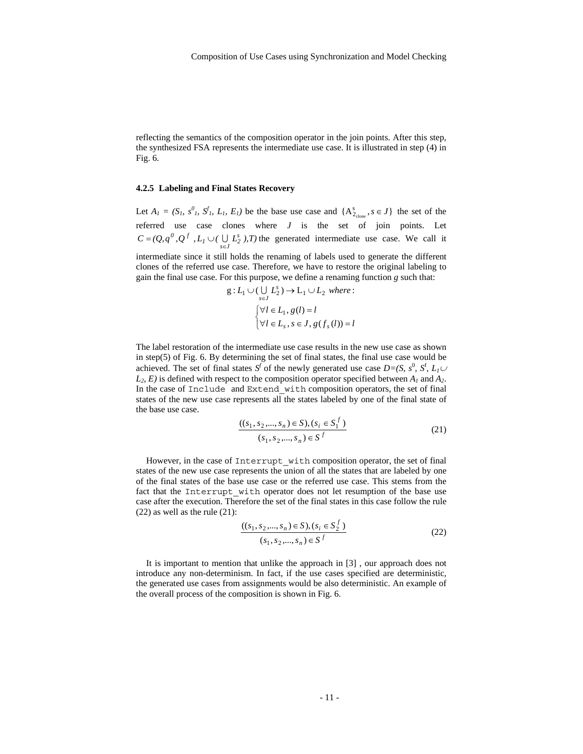reflecting the semantics of the composition operator in the join points. After this step, the synthesized FSA represents the intermediate use case. It is illustrated in step (4) in Fig. 6.

#### 4.2.5 Labeling and Final States Recovery

Let $A_1 = (S_1, s^0_1, S^f_1, L_1, E_1)$ be the base use case and $\{A^s_{2_{clone}}, s \in J\}$ the set of the referred use case clones where $J$ is the set of join points. Let $C = (Q, q^0, Q^f, L_1 \cup (\bigcup_{s \in J} L^s_2), T)$ the generated intermediate use case. We call it intermediate since it still holds the renaming of labels used to generate the different clones of the referred use case. Therefore, we have to restore the original labeling to gain the final use case. For this purpose, we define a renaming function *g* such that:

$$g : L_1 \cup (\bigcup_{s \in J} L^s_2) \rightarrow L_1 \cup L_2 \ \ where:$$
$$\begin{cases} \forall l \in L_1, g(l) = l \\ \forall l \in L_s, s \in J, g(f_s(l)) = l \end{cases}$$

The label restoration of the intermediate use case results in the new use case as shown in step(5) of Fig. 6. By determining the set of final states, the final use case would be achieved. The set of final states $S^f$ of the newly generated use case $D=(S, s^0, S^f, L_1 \cup L_2, E)$ is defined with respect to the composition operator specified between $A_1$ and $A_2$. In the case of `Include` and `Extend_with` composition operators, the set of final states of the new use case represents all the states labeled by one of the final state of the base use case.

$$\frac{((s_1, s_2, ..., s_n) \in S), (s_i \in S^f_1)}{(s_1, s_2, ..., s_n) \in S^f} \tag{21}$$

However, in the case of `Interrupt_with` composition operator, the set of final states of the new use case represents the union of all the states that are labeled by one of the final states of the base use case or the referred use case. This stems from the fact that the `Interrupt_with` operator does not let resumption of the base use case after the execution. Therefore the set of the final states in this case follow the rule (22) as well as the rule (21):

$$\frac{((s_1, s_2, ..., s_n) \in S), (s_i \in S^f_2)}{(s_1, s_2, ..., s_n) \in S^f} \tag{22}$$

It is important to mention that unlike the approach in [3] , our approach does not introduce any non-determinism. In fact, if the use cases specified are deterministic, the generated use cases from assignments would be also deterministic. An example of the overall process of the composition is shown in Fig. 6.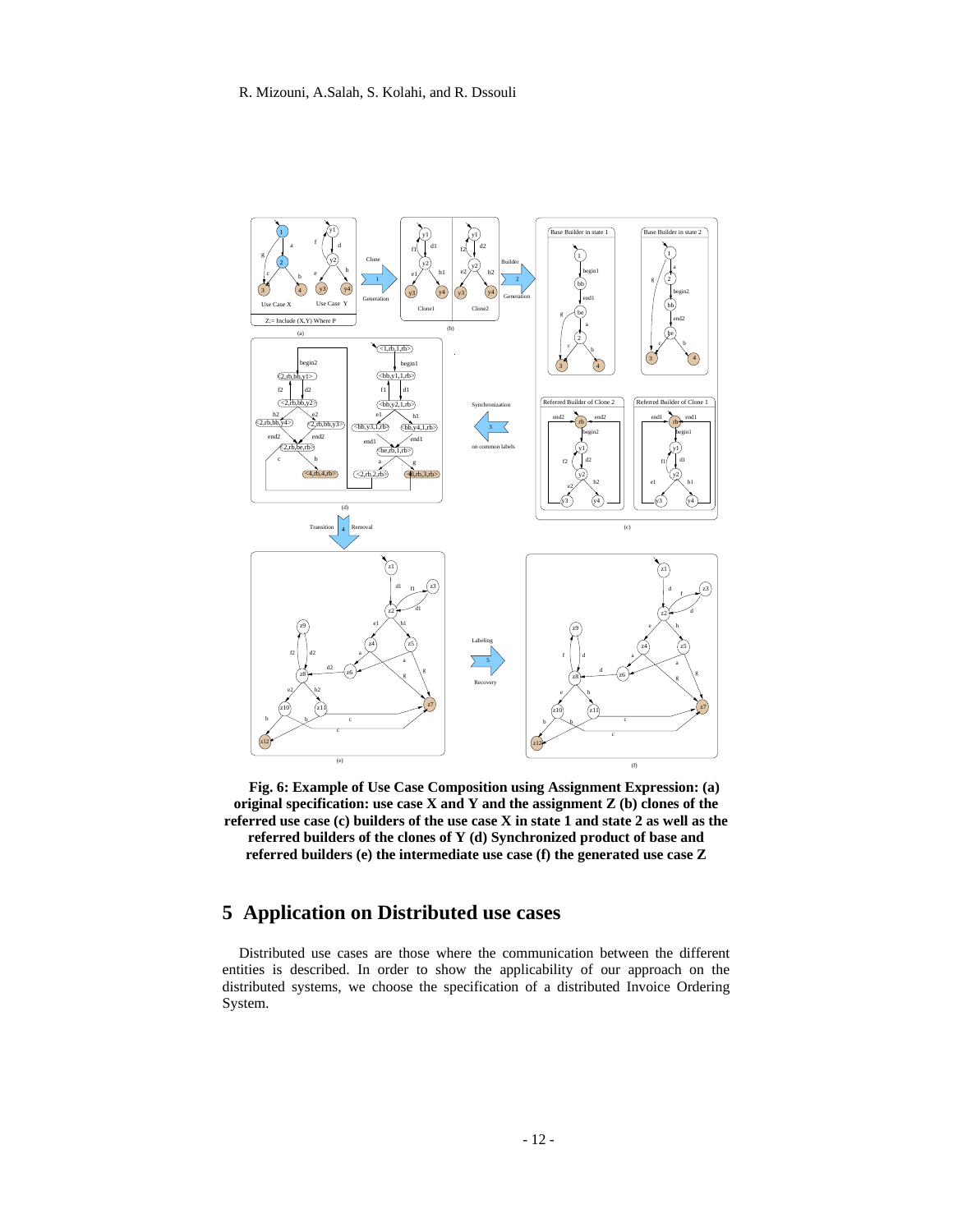**Fig. 6: Example of Use Case Composition using Assignment Expression: (a) original specification: use case X and Y and the assignment Z (b) clones of the referred use case (c) builders of the use case X in state 1 and state 2 as well as the referred builders of the clones of Y (d) Synchronized product of base and referred builders (e) the intermediate use case (f) the generated use case Z**

## 5 Application on Distributed use cases

Distributed use cases are those where the communication between the different entities is described. In order to show the applicability of our approach on the distributed systems, we choose the specification of a distributed Invoice Ordering System.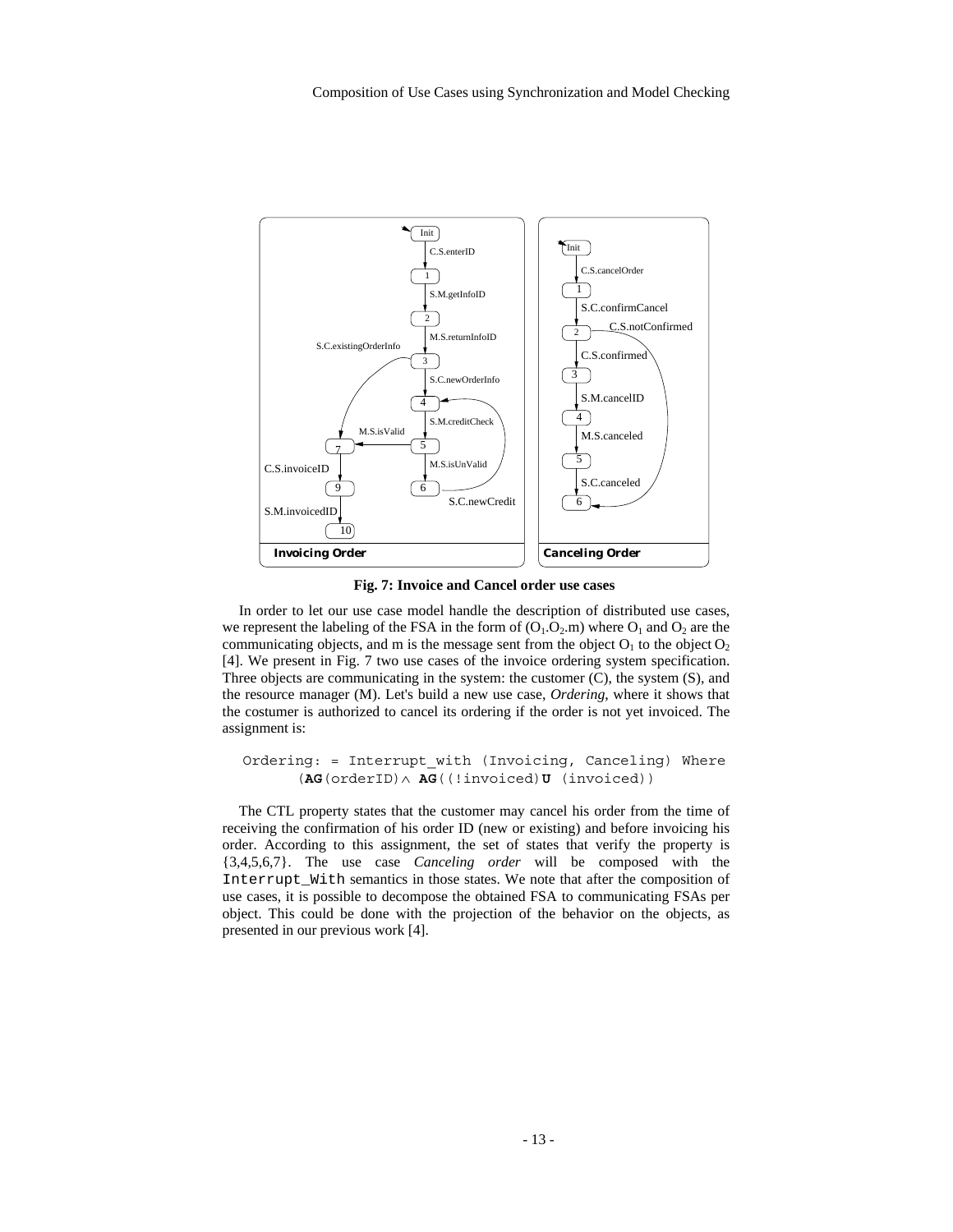**Fig. 7: Invoice and Cancel order use cases**

In order to let our use case model handle the description of distributed use cases, we represent the labeling of the FSA in the form of ($O_1.O_2.m$) where $O_1$ and $O_2$ are the communicating objects, and m is the message sent from the object $O_1$ to the object $O_2$ [4]. We present in Fig. 7 two use cases of the invoice ordering system specification. Three objects are communicating in the system: the customer (C), the system (S), and the resource manager (M). Let's build a new use case, *Ordering*, where it shows that the costumer is authorized to cancel its ordering if the order is not yet invoiced. The assignment is:

```
Ordering: = Interrupt_with (Invoicing, Canceling) Where
      (AG(orderID)∧ AG((!invoiced)U (invoiced))
```

The CTL property states that the customer may cancel his order from the time of receiving the confirmation of his order ID (new or existing) and before invoicing his order. According to this assignment, the set of states that verify the property is {3,4,5,6,7}. The use case *Canceling order* will be composed with the `Interrupt_With` semantics in those states. We note that after the composition of use cases, it is possible to decompose the obtained FSA to communicating FSAs per object. This could be done with the projection of the behavior on the objects, as presented in our previous work [4].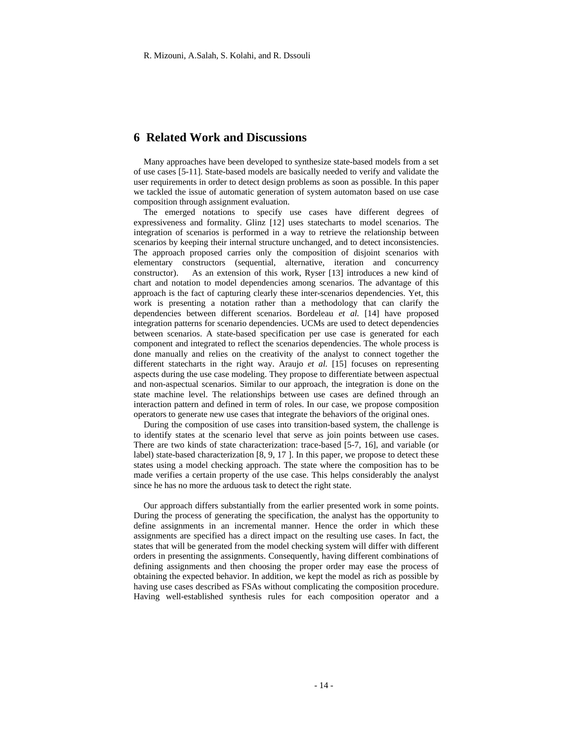## 6 Related Work and Discussions

Many approaches have been developed to synthesize state-based models from a set of use cases [5-11]. State-based models are basically needed to verify and validate the user requirements in order to detect design problems as soon as possible. In this paper we tackled the issue of automatic generation of system automaton based on use case composition through assignment evaluation.

The emerged notations to specify use cases have different degrees of expressiveness and formality. Glinz [12] uses statecharts to model scenarios. The integration of scenarios is performed in a way to retrieve the relationship between scenarios by keeping their internal structure unchanged, and to detect inconsistencies. The approach proposed carries only the composition of disjoint scenarios with elementary constructors (sequential, alternative, iteration and concurrency constructor). As an extension of this work, Ryser [13] introduces a new kind of chart and notation to model dependencies among scenarios. The advantage of this approach is the fact of capturing clearly these inter-scenarios dependencies. Yet, this work is presenting a notation rather than a methodology that can clarify the dependencies between different scenarios. Bordeleau *et al.* [14] have proposed integration patterns for scenario dependencies. UCMs are used to detect dependencies between scenarios. A state-based specification per use case is generated for each component and integrated to reflect the scenarios dependencies. The whole process is done manually and relies on the creativity of the analyst to connect together the different statecharts in the right way. Araujo *et al.* [15] focuses on representing aspects during the use case modeling. They propose to differentiate between aspectual and non-aspectual scenarios. Similar to our approach, the integration is done on the state machine level. The relationships between use cases are defined through an interaction pattern and defined in term of roles. In our case, we propose composition operators to generate new use cases that integrate the behaviors of the original ones.

During the composition of use cases into transition-based system, the challenge is to identify states at the scenario level that serve as join points between use cases. There are two kinds of state characterization: trace-based [5-7, 16], and variable (or label) state-based characterization [8, 9, 17 ]. In this paper, we propose to detect these states using a model checking approach. The state where the composition has to be made verifies a certain property of the use case. This helps considerably the analyst since he has no more the arduous task to detect the right state.

Our approach differs substantially from the earlier presented work in some points. During the process of generating the specification, the analyst has the opportunity to define assignments in an incremental manner. Hence the order in which these assignments are specified has a direct impact on the resulting use cases. In fact, the states that will be generated from the model checking system will differ with different orders in presenting the assignments. Consequently, having different combinations of defining assignments and then choosing the proper order may ease the process of obtaining the expected behavior. In addition, we kept the model as rich as possible by having use cases described as FSAs without complicating the composition procedure. Having well-established synthesis rules for each composition operator and a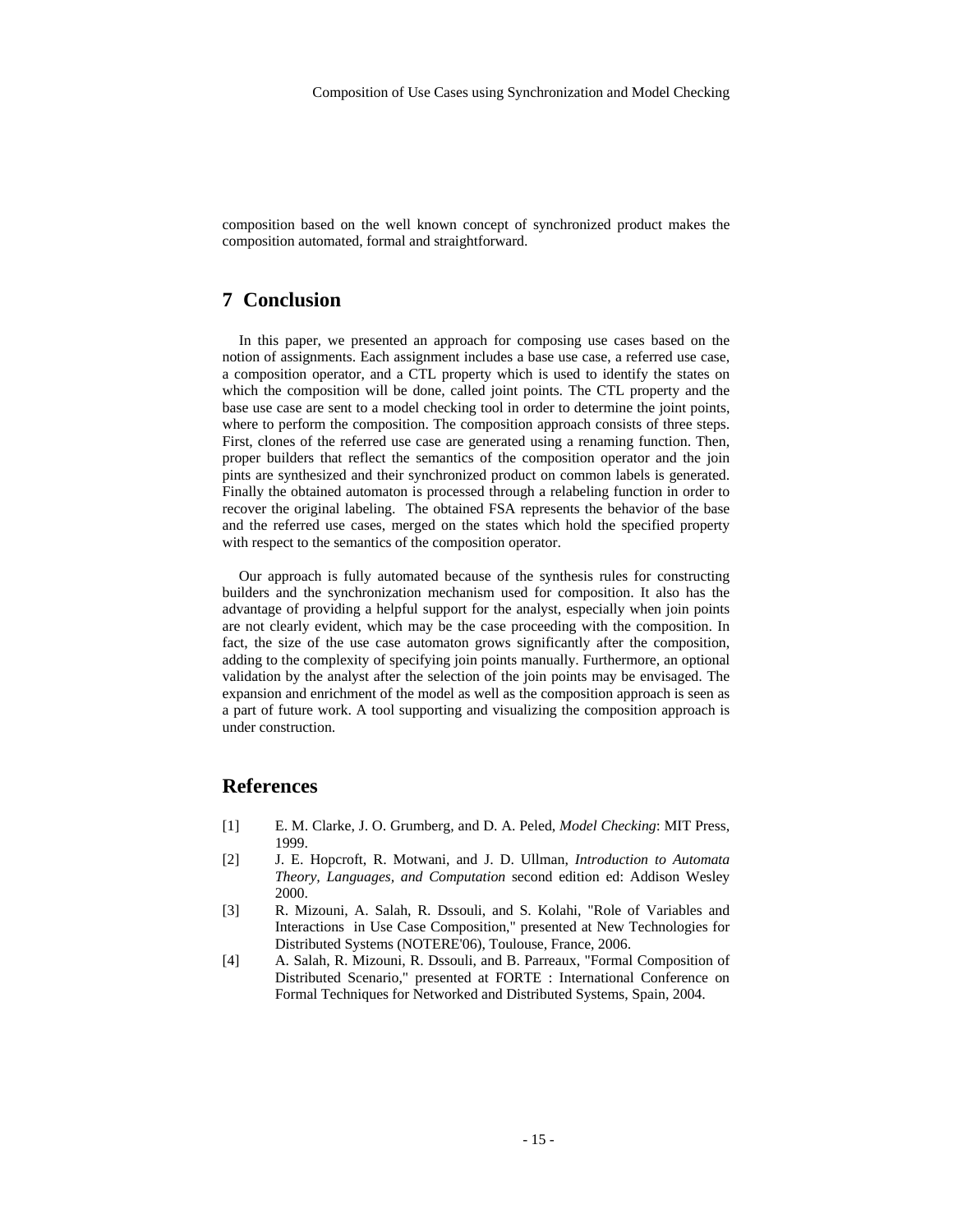composition based on the well known concept of synchronized product makes the composition automated, formal and straightforward.

## 7 Conclusion

In this paper, we presented an approach for composing use cases based on the notion of assignments. Each assignment includes a base use case, a referred use case, a composition operator, and a CTL property which is used to identify the states on which the composition will be done, called joint points. The CTL property and the base use case are sent to a model checking tool in order to determine the joint points, where to perform the composition. The composition approach consists of three steps. First, clones of the referred use case are generated using a renaming function. Then, proper builders that reflect the semantics of the composition operator and the join pints are synthesized and their synchronized product on common labels is generated. Finally the obtained automaton is processed through a relabeling function in order to recover the original labeling. The obtained FSA represents the behavior of the base and the referred use cases, merged on the states which hold the specified property with respect to the semantics of the composition operator.

Our approach is fully automated because of the synthesis rules for constructing builders and the synchronization mechanism used for composition. It also has the advantage of providing a helpful support for the analyst, especially when join points are not clearly evident, which may be the case proceeding with the composition. In fact, the size of the use case automaton grows significantly after the composition, adding to the complexity of specifying join points manually. Furthermore, an optional validation by the analyst after the selection of the join points may be envisaged. The expansion and enrichment of the model as well as the composition approach is seen as a part of future work. A tool supporting and visualizing the composition approach is under construction.

## References

[1] E. M. Clarke, J. O. Grumberg, and D. A. Peled, *Model Checking*: MIT Press, 1999.

[2] J. E. Hopcroft, R. Motwani, and J. D. Ullman, *Introduction to Automata Theory, Languages, and Computation* second edition ed: Addison Wesley 2000.

[3] R. Mizouni, A. Salah, R. Dssouli, and S. Kolahi, "Role of Variables and Interactions in Use Case Composition," presented at New Technologies for Distributed Systems (NOTERE'06), Toulouse, France, 2006.

[4] A. Salah, R. Mizouni, R. Dssouli, and B. Parreaux, "Formal Composition of Distributed Scenario," presented at FORTE : International Conference on Formal Techniques for Networked and Distributed Systems, Spain, 2004.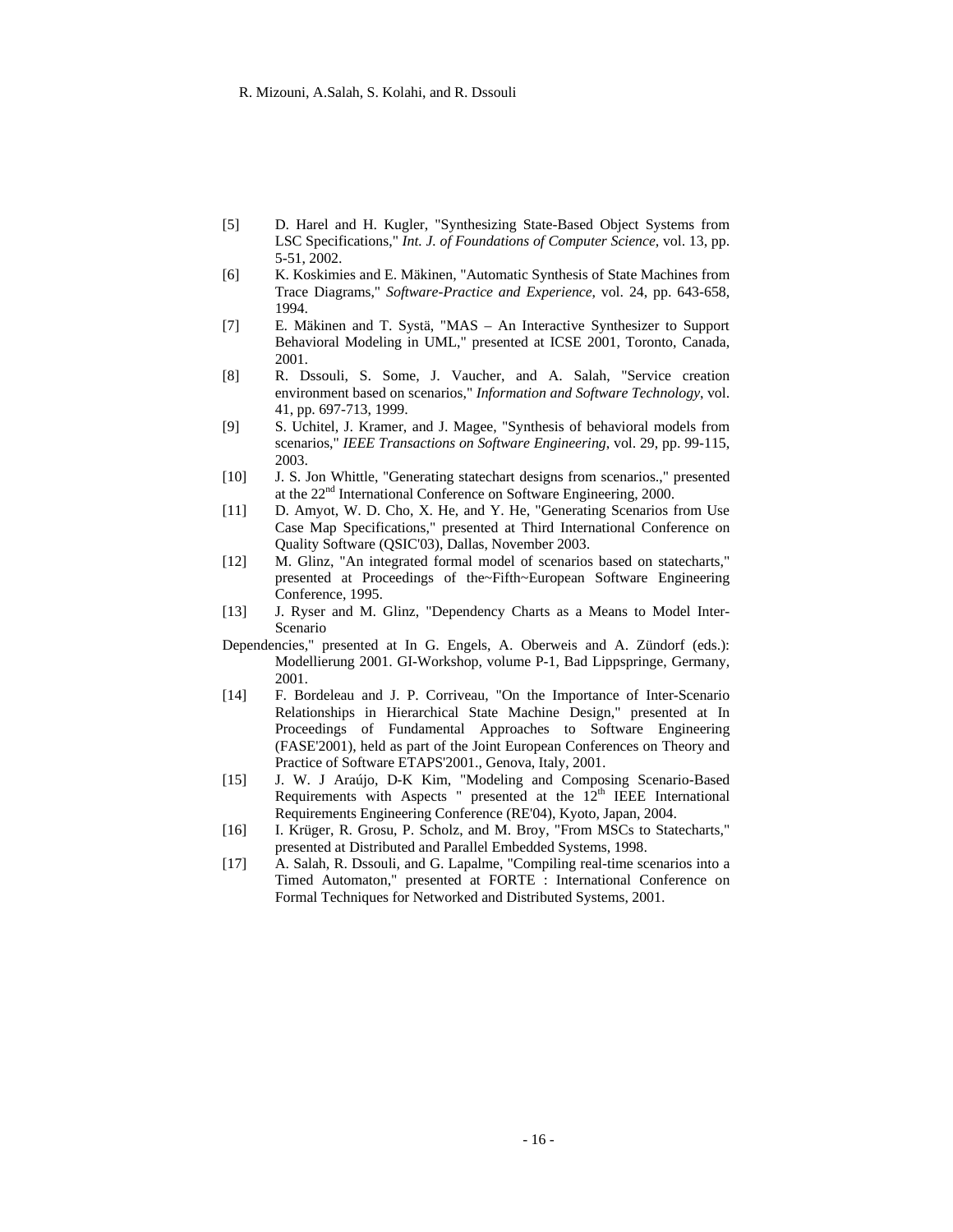[5] D. Harel and H. Kugler, "Synthesizing State-Based Object Systems from LSC Specifications," *Int. J. of Foundations of Computer Science*, vol. 13, pp. 5-51, 2002.

[6] K. Koskimies and E. Mäkinen, "Automatic Synthesis of State Machines from Trace Diagrams," *Software-Practice and Experience*, vol. 24, pp. 643-658, 1994.

[7] E. Mäkinen and T. Systä, "MAS – An Interactive Synthesizer to Support Behavioral Modeling in UML," presented at ICSE 2001, Toronto, Canada, 2001.

[8] R. Dssouli, S. Some, J. Vaucher, and A. Salah, "Service creation environment based on scenarios," *Information and Software Technology*, vol. 41, pp. 697-713, 1999.

[9] S. Uchitel, J. Kramer, and J. Magee, "Synthesis of behavioral models from scenarios," *IEEE Transactions on Software Engineering*, vol. 29, pp. 99-115, 2003.

[10] J. S. Jon Whittle, "Generating statechart designs from scenarios.," presented at the 22nd International Conference on Software Engineering, 2000.

[11] D. Amyot, W. D. Cho, X. He, and Y. He, "Generating Scenarios from Use Case Map Specifications," presented at Third International Conference on Quality Software (QSIC'03), Dallas, November 2003.

[12] M. Glinz, "An integrated formal model of scenarios based on statecharts," presented at Proceedings of the~Fifth~European Software Engineering Conference, 1995.

[13] J. Ryser and M. Glinz, "Dependency Charts as a Means to Model Inter-Scenario Dependencies," presented at In G. Engels, A. Oberweis and A. Zündorf (eds.): Modellierung 2001. GI-Workshop, volume P-1, Bad Lippspringe, Germany, 2001.

[14] F. Bordeleau and J. P. Corriveau, "On the Importance of Inter-Scenario Relationships in Hierarchical State Machine Design," presented at In Proceedings of Fundamental Approaches to Software Engineering (FASE'2001), held as part of the Joint European Conferences on Theory and Practice of Software ETAPS'2001., Genova, Italy, 2001.

[15] J. W. J Araújo, D-K Kim, "Modeling and Composing Scenario-Based Requirements with Aspects " presented at the 12th IEEE International Requirements Engineering Conference (RE'04), Kyoto, Japan, 2004.

[16] I. Krüger, R. Grosu, P. Scholz, and M. Broy, "From MSCs to Statecharts," presented at Distributed and Parallel Embedded Systems, 1998.

[17] A. Salah, R. Dssouli, and G. Lapalme, "Compiling real-time scenarios into a Timed Automaton," presented at FORTE : International Conference on Formal Techniques for Networked and Distributed Systems, 2001.